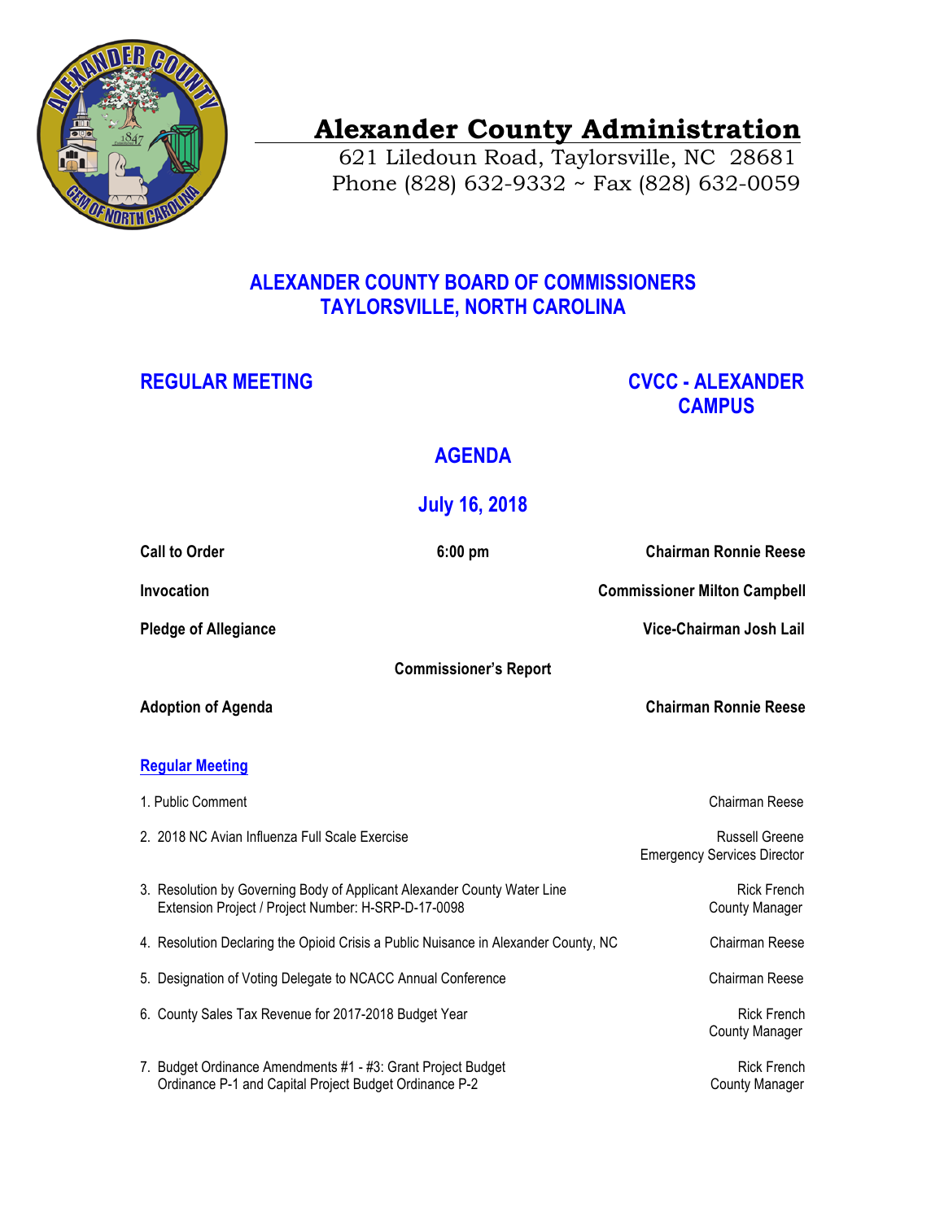# Alexander County Administration

621 Liledoun Road, Taylorsville, NC 28681
Phone (828) 632-9332 ~ Fax (828) 632-0059

## ALEXANDER COUNTY BOARD OF COMMISSIONERS
## TAYLORSVILLE, NORTH CAROLINA

**REGULAR MEETING** — **CVCC - ALEXANDER CAMPUS**

## AGENDA

## July 16, 2018

**Call to Order** — **6:00 pm** — **Chairman Ronnie Reese**

**Invocation** — **Commissioner Milton Campbell**

**Pledge of Allegiance** — **Vice-Chairman Josh Lail**

**Commissioner's Report**

**Adoption of Agenda** — **Chairman Ronnie Reese**

### Regular Meeting

1. Public Comment — Chairman Reese
2. 2018 NC Avian Influenza Full Scale Exercise — Russell Greene, Emergency Services Director
3. Resolution by Governing Body of Applicant Alexander County Water Line Extension Project / Project Number: H-SRP-D-17-0098 — Rick French, County Manager
4. Resolution Declaring the Opioid Crisis a Public Nuisance in Alexander County, NC — Chairman Reese
5. Designation of Voting Delegate to NCACC Annual Conference — Chairman Reese
6. County Sales Tax Revenue for 2017-2018 Budget Year — Rick French, County Manager
7. Budget Ordinance Amendments #1 - #3: Grant Project Budget Ordinance P-1 and Capital Project Budget Ordinance P-2 — Rick French, County Manager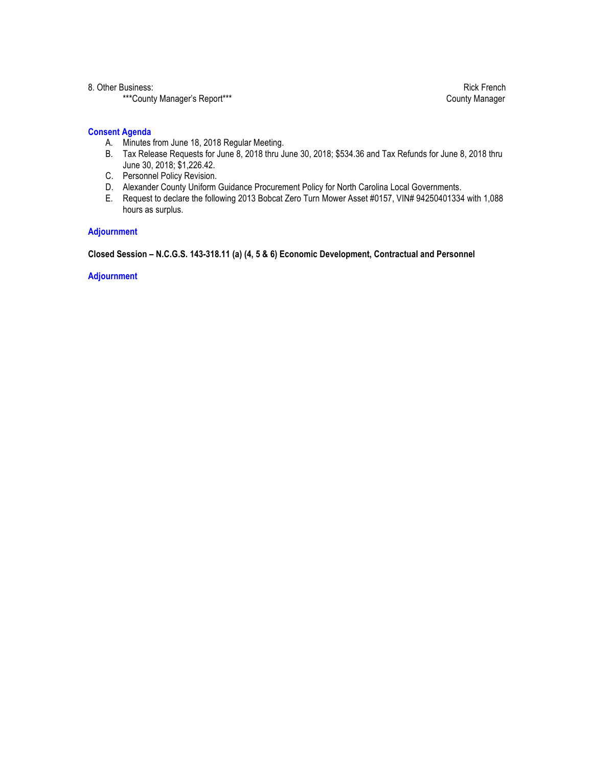8. Other Business: Rick French
***County Manager's Report*** County Manager

**Consent Agenda**

A. Minutes from June 18, 2018 Regular Meeting.
B. Tax Release Requests for June 8, 2018 thru June 30, 2018; $534.36 and Tax Refunds for June 8, 2018 thru June 30, 2018; $1,226.42.
C. Personnel Policy Revision.
D. Alexander County Uniform Guidance Procurement Policy for North Carolina Local Governments.
E. Request to declare the following 2013 Bobcat Zero Turn Mower Asset #0157, VIN# 94250401334 with 1,088 hours as surplus.

**Adjournment**

**Closed Session – N.C.G.S. 143-318.11 (a) (4, 5 & 6) Economic Development, Contractual and Personnel**

**Adjournment**